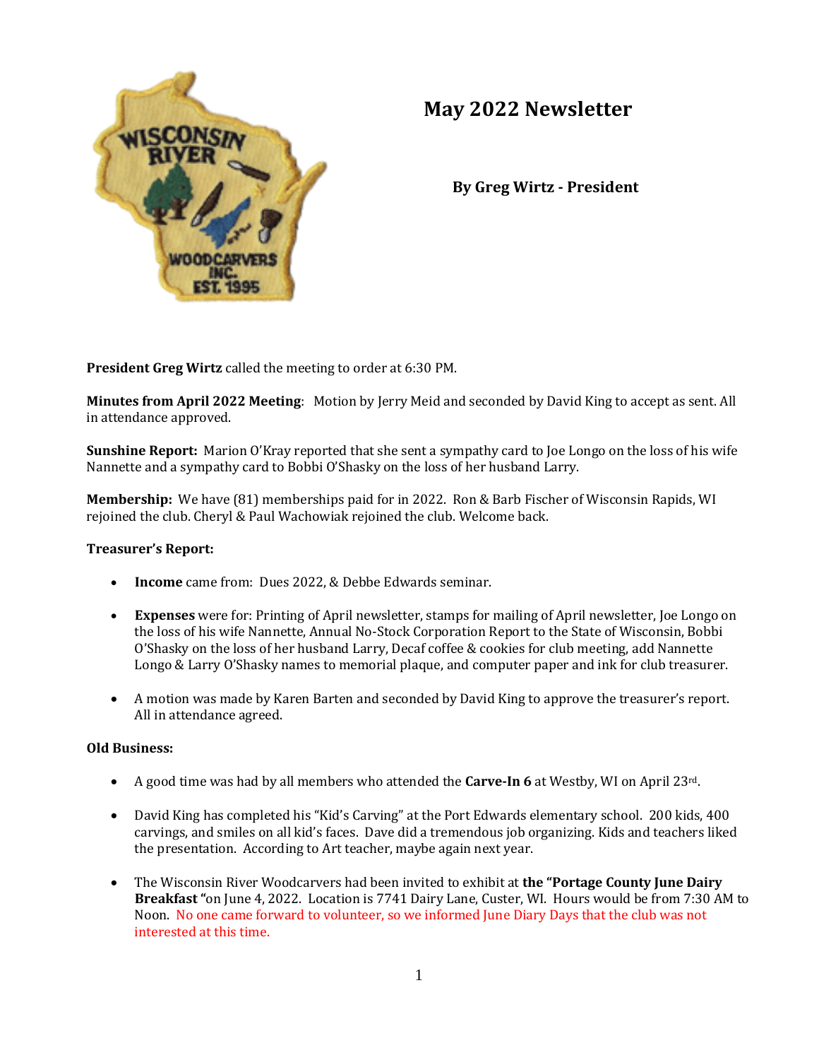# May 2022 Newsletter

**By Greg Wirtz - President**

**President Greg Wirtz** called the meeting to order at 6:30 PM.

**Minutes from April 2022 Meeting**: Motion by Jerry Meid and seconded by David King to accept as sent. All in attendance approved.

**Sunshine Report:** Marion O'Kray reported that she sent a sympathy card to Joe Longo on the loss of his wife Nannette and a sympathy card to Bobbi O'Shasky on the loss of her husband Larry.

**Membership:** We have (81) memberships paid for in 2022. Ron & Barb Fischer of Wisconsin Rapids, WI rejoined the club. Cheryl & Paul Wachowiak rejoined the club. Welcome back.

**Treasurer's Report:**

- **Income** came from: Dues 2022, & Debbe Edwards seminar.
- **Expenses** were for: Printing of April newsletter, stamps for mailing of April newsletter, Joe Longo on the loss of his wife Nannette, Annual No-Stock Corporation Report to the State of Wisconsin, Bobbi O'Shasky on the loss of her husband Larry, Decaf coffee & cookies for club meeting, add Nannette Longo & Larry O'Shasky names to memorial plaque, and computer paper and ink for club treasurer.
- A motion was made by Karen Barten and seconded by David King to approve the treasurer's report. All in attendance agreed.

**Old Business:**

- A good time was had by all members who attended the **Carve-In 6** at Westby, WI on April 23rd.
- David King has completed his "Kid's Carving" at the Port Edwards elementary school. 200 kids, 400 carvings, and smiles on all kid's faces. Dave did a tremendous job organizing. Kids and teachers liked the presentation. According to Art teacher, maybe again next year.
- The Wisconsin River Woodcarvers had been invited to exhibit at **the "Portage County June Dairy Breakfast "**on June 4, 2022. Location is 7741 Dairy Lane, Custer, WI. Hours would be from 7:30 AM to Noon. No one came forward to volunteer, so we informed June Diary Days that the club was not interested at this time.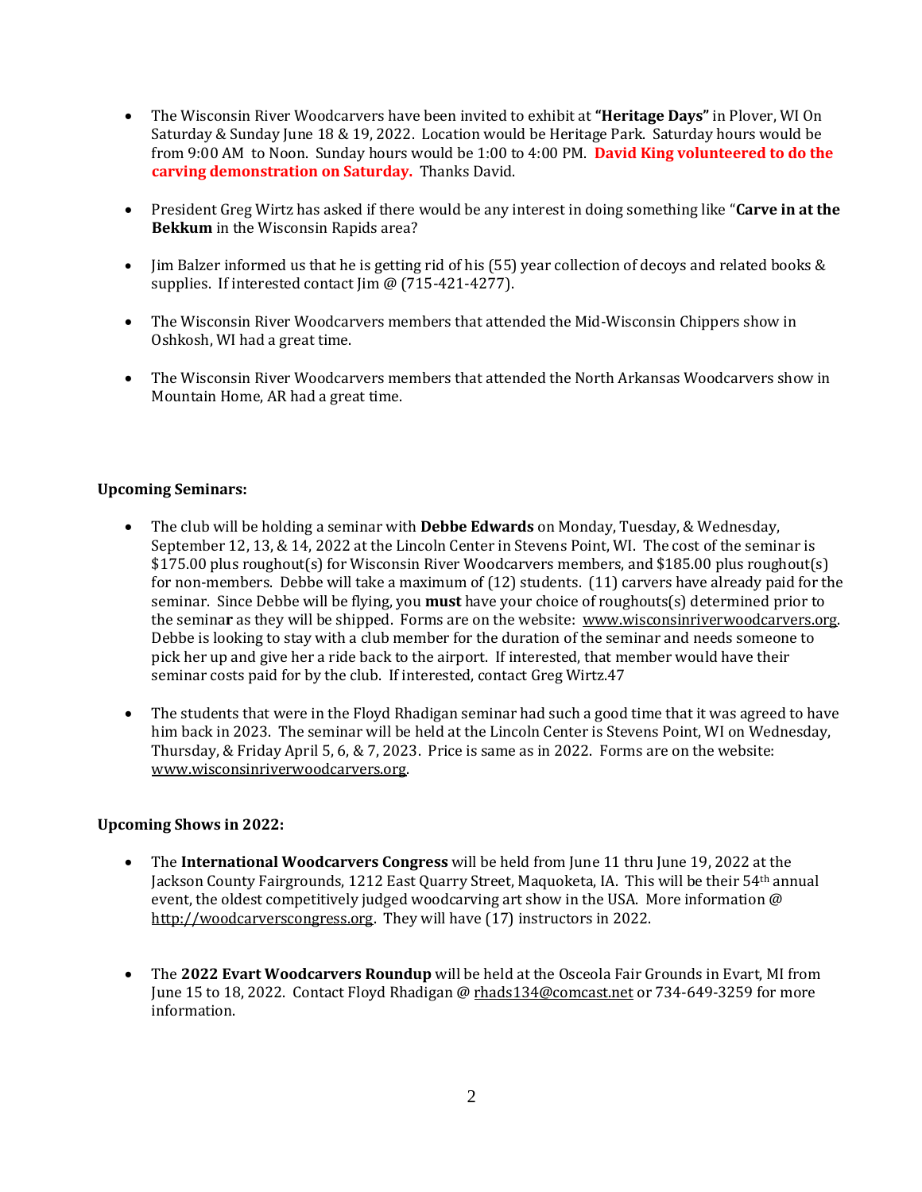- The Wisconsin River Woodcarvers have been invited to exhibit at **"Heritage Days"** in Plover, WI On Saturday & Sunday June 18 & 19, 2022. Location would be Heritage Park. Saturday hours would be from 9:00 AM to Noon. Sunday hours would be 1:00 to 4:00 PM. **David King volunteered to do the carving demonstration on Saturday.** Thanks David.

- President Greg Wirtz has asked if there would be any interest in doing something like "**Carve in at the Bekkum** in the Wisconsin Rapids area?

- Jim Balzer informed us that he is getting rid of his (55) year collection of decoys and related books & supplies. If interested contact Jim @ (715-421-4277).

- The Wisconsin River Woodcarvers members that attended the Mid-Wisconsin Chippers show in Oshkosh, WI had a great time.

- The Wisconsin River Woodcarvers members that attended the North Arkansas Woodcarvers show in Mountain Home, AR had a great time.

**Upcoming Seminars:**

- The club will be holding a seminar with **Debbe Edwards** on Monday, Tuesday, & Wednesday, September 12, 13, & 14, 2022 at the Lincoln Center in Stevens Point, WI. The cost of the seminar is $175.00 plus roughout(s) for Wisconsin River Woodcarvers members, and $185.00 plus roughout(s) for non-members. Debbe will take a maximum of (12) students. (11) carvers have already paid for the seminar. Since Debbe will be flying, you **must** have your choice of roughouts(s) determined prior to the seminar as they will be shipped. Forms are on the website: www.wisconsinriverwoodcarvers.org. Debbe is looking to stay with a club member for the duration of the seminar and needs someone to pick her up and give her a ride back to the airport. If interested, that member would have their seminar costs paid for by the club. If interested, contact Greg Wirtz.47

- The students that were in the Floyd Rhadigan seminar had such a good time that it was agreed to have him back in 2023. The seminar will be held at the Lincoln Center is Stevens Point, WI on Wednesday, Thursday, & Friday April 5, 6, & 7, 2023. Price is same as in 2022. Forms are on the website: www.wisconsinriverwoodcarvers.org.

**Upcoming Shows in 2022:**

- The **International Woodcarvers Congress** will be held from June 11 thru June 19, 2022 at the Jackson County Fairgrounds, 1212 East Quarry Street, Maquoketa, IA. This will be their 54th annual event, the oldest competitively judged woodcarving art show in the USA. More information @ http://woodcarverscongress.org. They will have (17) instructors in 2022.

- The **2022 Evart Woodcarvers Roundup** will be held at the Osceola Fair Grounds in Evart, MI from June 15 to 18, 2022. Contact Floyd Rhadigan @ rhads134@comcast.net or 734-649-3259 for more information.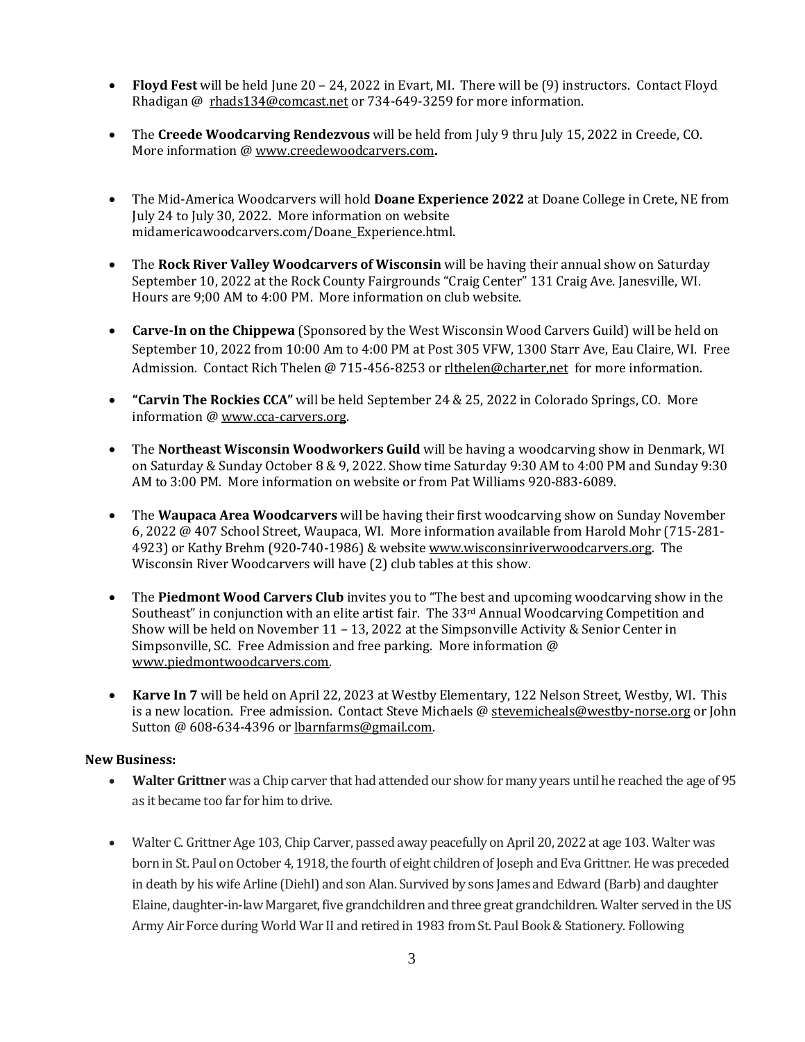- **Floyd Fest** will be held June 20 – 24, 2022 in Evart, MI. There will be (9) instructors. Contact Floyd Rhadigan @ rhads134@comcast.net or 734-649-3259 for more information.

- The **Creede Woodcarving Rendezvous** will be held from July 9 thru July 15, 2022 in Creede, CO. More information @ www.creedewoodcarvers.com**.**

- The Mid-America Woodcarvers will hold **Doane Experience 2022** at Doane College in Crete, NE from July 24 to July 30, 2022. More information on website midamericawoodcarvers.com/Doane_Experience.html.

- The **Rock River Valley Woodcarvers of Wisconsin** will be having their annual show on Saturday September 10, 2022 at the Rock County Fairgrounds "Craig Center" 131 Craig Ave. Janesville, WI. Hours are 9;00 AM to 4:00 PM. More information on club website.

- **Carve-In on the Chippewa** (Sponsored by the West Wisconsin Wood Carvers Guild) will be held on September 10, 2022 from 10:00 Am to 4:00 PM at Post 305 VFW, 1300 Starr Ave, Eau Claire, WI. Free Admission. Contact Rich Thelen @ 715-456-8253 or rlthelen@charter,net for more information.

- **"Carvin The Rockies CCA"** will be held September 24 & 25, 2022 in Colorado Springs, CO. More information @ www.cca-carvers.org.

- The **Northeast Wisconsin Woodworkers Guild** will be having a woodcarving show in Denmark, WI on Saturday & Sunday October 8 & 9, 2022. Show time Saturday 9:30 AM to 4:00 PM and Sunday 9:30 AM to 3:00 PM. More information on website or from Pat Williams 920-883-6089.

- The **Waupaca Area Woodcarvers** will be having their first woodcarving show on Sunday November 6, 2022 @ 407 School Street, Waupaca, WI. More information available from Harold Mohr (715-281-4923) or Kathy Brehm (920-740-1986) & website www.wisconsinriverwoodcarvers.org. The Wisconsin River Woodcarvers will have (2) club tables at this show.

- The **Piedmont Wood Carvers Club** invites you to "The best and upcoming woodcarving show in the Southeast" in conjunction with an elite artist fair. The 33rd Annual Woodcarving Competition and Show will be held on November 11 – 13, 2022 at the Simpsonville Activity & Senior Center in Simpsonville, SC. Free Admission and free parking. More information @ www.piedmontwoodcarvers.com.

- **Karve In 7** will be held on April 22, 2023 at Westby Elementary, 122 Nelson Street, Westby, WI. This is a new location. Free admission. Contact Steve Michaels @ stevemicheals@westby-norse.org or John Sutton @ 608-634-4396 or lbarnfarms@gmail.com.

**New Business:**

- **Walter Grittner** was a Chip carver that had attended our show for many years until he reached the age of 95 as it became too far for him to drive.

- Walter C. Grittner Age 103, Chip Carver, passed away peacefully on April 20, 2022 at age 103. Walter was born in St. Paul on October 4, 1918, the fourth of eight children of Joseph and Eva Grittner. He was preceded in death by his wife Arline (Diehl) and son Alan. Survived by sons James and Edward (Barb) and daughter Elaine, daughter-in-law Margaret, five grandchildren and three great grandchildren. Walter served in the US Army Air Force during World War II and retired in 1983 from St. Paul Book & Stationery. Following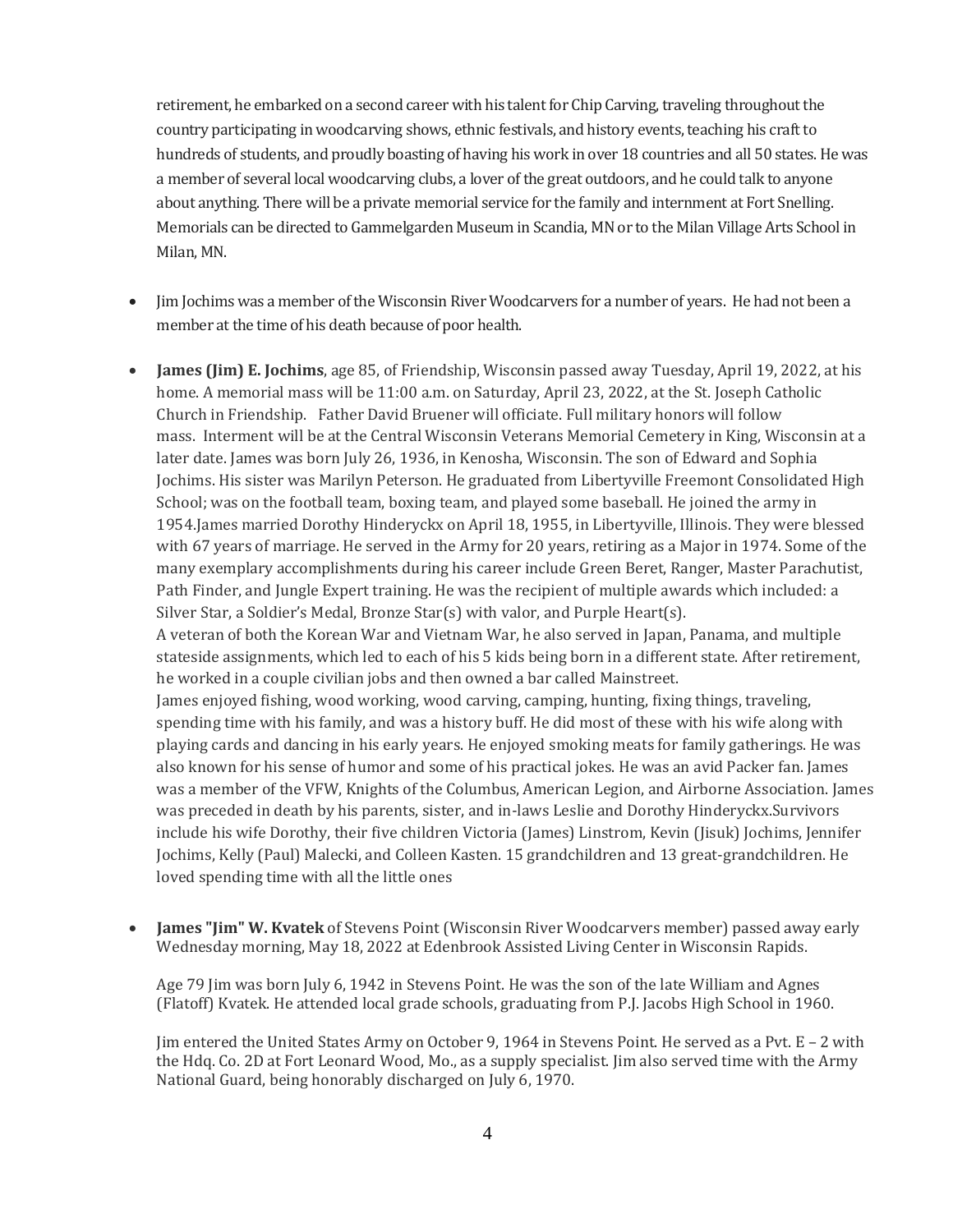retirement, he embarked on a second career with his talent for Chip Carving, traveling throughout the country participating in woodcarving shows, ethnic festivals, and history events, teaching his craft to hundreds of students, and proudly boasting of having his work in over 18 countries and all 50 states. He was a member of several local woodcarving clubs, a lover of the great outdoors, and he could talk to anyone about anything. There will be a private memorial service for the family and internment at Fort Snelling. Memorials can be directed to Gammelgarden Museum in Scandia, MN or to the Milan Village Arts School in Milan, MN.

- Jim Jochims was a member of the Wisconsin River Woodcarvers for a number of years. He had not been a member at the time of his death because of poor health.

- **James (Jim) E. Jochims**, age 85, of Friendship, Wisconsin passed away Tuesday, April 19, 2022, at his home. A memorial mass will be 11:00 a.m. on Saturday, April 23, 2022, at the St. Joseph Catholic Church in Friendship. Father David Bruener will officiate. Full military honors will follow mass. Interment will be at the Central Wisconsin Veterans Memorial Cemetery in King, Wisconsin at a later date. James was born July 26, 1936, in Kenosha, Wisconsin. The son of Edward and Sophia Jochims. His sister was Marilyn Peterson. He graduated from Libertyville Freemont Consolidated High School; was on the football team, boxing team, and played some baseball. He joined the army in 1954.James married Dorothy Hinderyckx on April 18, 1955, in Libertyville, Illinois. They were blessed with 67 years of marriage. He served in the Army for 20 years, retiring as a Major in 1974. Some of the many exemplary accomplishments during his career include Green Beret, Ranger, Master Parachutist, Path Finder, and Jungle Expert training. He was the recipient of multiple awards which included: a Silver Star, a Soldier's Medal, Bronze Star(s) with valor, and Purple Heart(s).
  A veteran of both the Korean War and Vietnam War, he also served in Japan, Panama, and multiple stateside assignments, which led to each of his 5 kids being born in a different state. After retirement, he worked in a couple civilian jobs and then owned a bar called Mainstreet.
  James enjoyed fishing, wood working, wood carving, camping, hunting, fixing things, traveling, spending time with his family, and was a history buff. He did most of these with his wife along with playing cards and dancing in his early years. He enjoyed smoking meats for family gatherings. He was also known for his sense of humor and some of his practical jokes. He was an avid Packer fan. James was a member of the VFW, Knights of the Columbus, American Legion, and Airborne Association. James was preceded in death by his parents, sister, and in-laws Leslie and Dorothy Hinderyckx.Survivors include his wife Dorothy, their five children Victoria (James) Linstrom, Kevin (Jisuk) Jochims, Jennifer Jochims, Kelly (Paul) Malecki, and Colleen Kasten. 15 grandchildren and 13 great-grandchildren. He loved spending time with all the little ones

- **James "Jim" W. Kvatek** of Stevens Point (Wisconsin River Woodcarvers member) passed away early Wednesday morning, May 18, 2022 at Edenbrook Assisted Living Center in Wisconsin Rapids.

  Age 79 Jim was born July 6, 1942 in Stevens Point. He was the son of the late William and Agnes (Flatoff) Kvatek. He attended local grade schools, graduating from P.J. Jacobs High School in 1960.

  Jim entered the United States Army on October 9, 1964 in Stevens Point. He served as a Pvt. E – 2 with the Hdq. Co. 2D at Fort Leonard Wood, Mo., as a supply specialist. Jim also served time with the Army National Guard, being honorably discharged on July 6, 1970.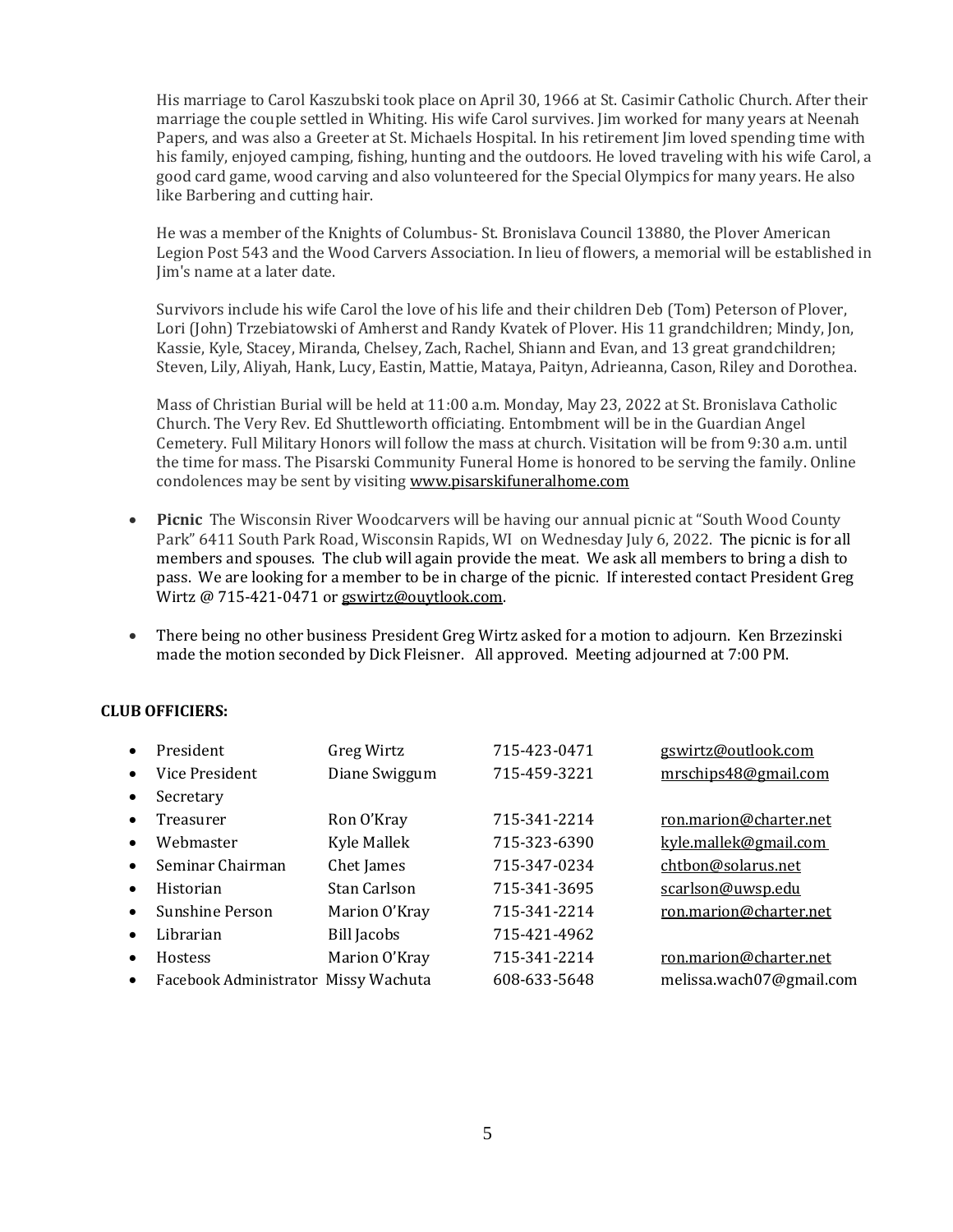His marriage to Carol Kaszubski took place on April 30, 1966 at St. Casimir Catholic Church. After their marriage the couple settled in Whiting. His wife Carol survives. Jim worked for many years at Neenah Papers, and was also a Greeter at St. Michaels Hospital. In his retirement Jim loved spending time with his family, enjoyed camping, fishing, hunting and the outdoors. He loved traveling with his wife Carol, a good card game, wood carving and also volunteered for the Special Olympics for many years. He also like Barbering and cutting hair.

He was a member of the Knights of Columbus- St. Bronislava Council 13880, the Plover American Legion Post 543 and the Wood Carvers Association. In lieu of flowers, a memorial will be established in Jim's name at a later date.

Survivors include his wife Carol the love of his life and their children Deb (Tom) Peterson of Plover, Lori (John) Trzebiatowski of Amherst and Randy Kvatek of Plover. His 11 grandchildren; Mindy, Jon, Kassie, Kyle, Stacey, Miranda, Chelsey, Zach, Rachel, Shiann and Evan, and 13 great grandchildren; Steven, Lily, Aliyah, Hank, Lucy, Eastin, Mattie, Mataya, Paityn, Adrieanna, Cason, Riley and Dorothea.

Mass of Christian Burial will be held at 11:00 a.m. Monday, May 23, 2022 at St. Bronislava Catholic Church. The Very Rev. Ed Shuttleworth officiating. Entombment will be in the Guardian Angel Cemetery. Full Military Honors will follow the mass at church. Visitation will be from 9:30 a.m. until the time for mass. The Pisarski Community Funeral Home is honored to be serving the family. Online condolences may be sent by visiting www.pisarskifuneralhome.com

- **Picnic** The Wisconsin River Woodcarvers will be having our annual picnic at "South Wood County Park" 6411 South Park Road, Wisconsin Rapids, WI on Wednesday July 6, 2022. The picnic is for all members and spouses. The club will again provide the meat. We ask all members to bring a dish to pass. We are looking for a member to be in charge of the picnic. If interested contact President Greg Wirtz @ 715-421-0471 or gswirtz@ouytlook.com.

- There being no other business President Greg Wirtz asked for a motion to adjourn. Ken Brzezinski made the motion seconded by Dick Fleisner. All approved. Meeting adjourned at 7:00 PM.

**CLUB OFFICIERS:**

| | | | |
|---|---|---|---|
| President | Greg Wirtz | 715-423-0471 | gswirtz@outlook.com |
| Vice President | Diane Swiggum | 715-459-3221 | mrschips48@gmail.com |
| Secretary | | | |
| Treasurer | Ron O'Kray | 715-341-2214 | ron.marion@charter.net |
| Webmaster | Kyle Mallek | 715-323-6390 | kyle.mallek@gmail.com |
| Seminar Chairman | Chet James | 715-347-0234 | chtbon@solarus.net |
| Historian | Stan Carlson | 715-341-3695 | scarlson@uwsp.edu |
| Sunshine Person | Marion O'Kray | 715-341-2214 | ron.marion@charter.net |
| Librarian | Bill Jacobs | 715-421-4962 | |
| Hostess | Marion O'Kray | 715-341-2214 | ron.marion@charter.net |
| Facebook Administrator | Missy Wachuta | 608-633-5648 | melissa.wach07@gmail.com |